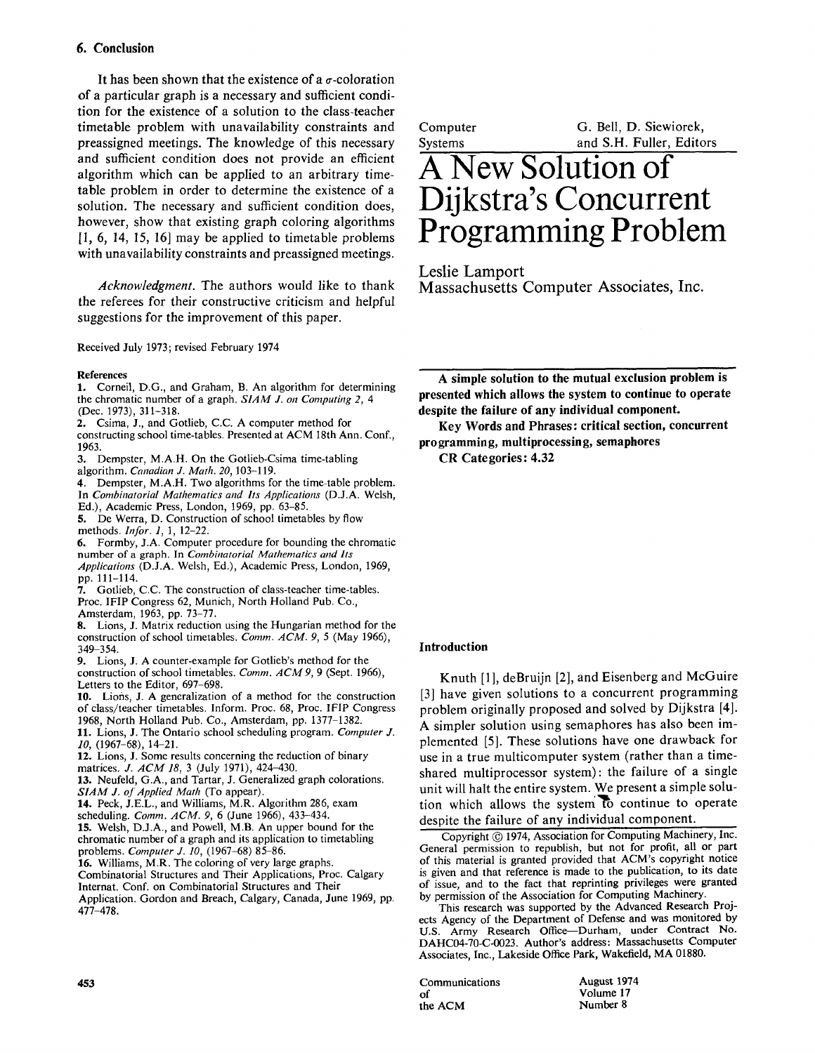## 6. Conclusion

It has been shown that the existence of a $\sigma$-coloration of a particular graph is a necessary and sufficient condition for the existence of a solution to the class-teacher timetable problem with unavailability constraints and preassigned meetings. The knowledge of this necessary and sufficient condition does not provide an efficient algorithm which can be applied to an arbitrary timetable problem in order to determine the existence of a solution. The necessary and sufficient condition does, however, show that existing graph coloring algorithms [1, 6, 14, 15, 16] may be applied to timetable problems with unavailability constraints and preassigned meetings.

*Acknowledgment.* The authors would like to thank the referees for their constructive criticism and helpful suggestions for the improvement of this paper.

Received July 1973; revised February 1974

### References

1. Corneil, D.G., and Graham, B. An algorithm for determining the chromatic number of a graph. *SIAM J. on Computing 2*, 4 (Dec. 1973), 311–318.
2. Csima, J., and Gotlieb, C.C. A computer method for constructing school time-tables. Presented at ACM 18th Ann. Conf., 1963.
3. Dempster, M.A.H. On the Gotlieb-Csima time-tabling algorithm. *Canadian J. Math. 20*, 103–119.
4. Dempster, M.A.H. Two algorithms for the time-table problem. In *Combinatorial Mathematics and Its Applications* (D.J.A. Welsh, Ed.), Academic Press, London, 1969, pp. 63–85.
5. De Werra, D. Construction of school timetables by flow methods. *Infor. 1*, 1, 12–22.
6. Formby, J.A. Computer procedure for bounding the chromatic number of a graph. In *Combinatorial Mathematics and Its Applications* (D.J.A. Welsh, Ed.), Academic Press, London, 1969, pp. 111–114.
7. Gotlieb, C.C. The construction of class-teacher time-tables. Proc. IFIP Congress 62, Munich, North Holland Pub. Co., Amsterdam, 1963, pp. 73–77.
8. Lions, J. Matrix reduction using the Hungarian method for the construction of school timetables. *Comm. ACM. 9*, 5 (May 1966), 349–354.
9. Lions, J. A counter-example for Gotlieb's method for the construction of school timetables. *Comm. ACM 9*, 9 (Sept. 1966), Letters to the Editor, 697–698.
10. Lions, J. A generalization of a method for the construction of class/teacher timetables. Inform. Proc. 68, Proc. IFIP Congress 1968, North Holland Pub. Co., Amsterdam, pp. 1377–1382.
11. Lions, J. The Ontario school scheduling program. *Computer J. 10*, (1967–68), 14–21.
12. Lions, J. Some results concerning the reduction of binary matrices. *J. ACM 18*, 3 (July 1971), 424–430.
13. Neufeld, G.A., and Tartar, J. Generalized graph colorations. *SIAM J. of Applied Math* (To appear).
14. Peck, J.E.L., and Williams, M.R. Algorithm 286, exam scheduling. *Comm. ACM. 9*, 6 (June 1966), 433–434.
15. Welsh, D.J.A., and Powell, M.B. An upper bound for the chromatic number of a graph and its application to timetabling problems. *Computer J. 10*, (1967–68) 85–86.
16. Williams, M.R. The coloring of very large graphs. Combinatorial Structures and Their Applications, Proc. Calgary Internat. Conf. on Combinatorial Structures and Their Application. Gordon and Breach, Calgary, Canada, June 1969, pp. 477–478.

Computer Systems — G. Bell, D. Siewiorek, and S.H. Fuller, Editors

# A New Solution of Dijkstra's Concurrent Programming Problem

Leslie Lamport
Massachusetts Computer Associates, Inc.

**A simple solution to the mutual exclusion problem is presented which allows the system to continue to operate despite the failure of any individual component.**

**Key Words and Phrases: critical section, concurrent programming, multiprocessing, semaphores**

**CR Categories: 4.32**

## Introduction

Knuth [1], deBruijn [2], and Eisenberg and McGuire [3] have given solutions to a concurrent programming problem originally proposed and solved by Dijkstra [4]. A simpler solution using semaphores has also been implemented [5]. These solutions have one drawback for use in a true multicomputer system (rather than a time-shared multiprocessor system): the failure of a single unit will halt the entire system. We present a simple solution which allows the system to continue to operate despite the failure of any individual component.

Copyright © 1974, Association for Computing Machinery, Inc. General permission to republish, but not for profit, all or part of this material is granted provided that ACM's copyright notice is given and that reference is made to the publication, to its date of issue, and to the fact that reprinting privileges were granted by permission of the Association for Computing Machinery.

This research was supported by the Advanced Research Projects Agency of the Department of Defense and was monitored by U.S. Army Research Office—Durham, under Contract No. DAHC04-70-C-0023. Author's address: Massachusetts Computer Associates, Inc., Lakeside Office Park, Wakefield, MA 01880.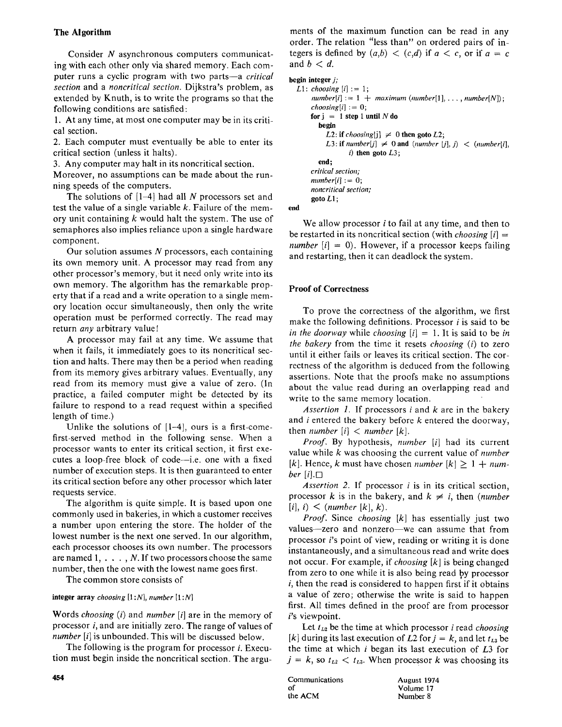## The Algorithm

Consider $N$ asynchronous computers communicating with each other only via shared memory. Each computer runs a cyclic program with two parts—a *critical section* and a *noncritical section*. Dijkstra's problem, as extended by Knuth, is to write the programs so that the following conditions are satisfied:

1. At any time, at most one computer may be in its critical section.
2. Each computer must eventually be able to enter its critical section (unless it halts).
3. Any computer may halt in its noncritical section.

Moreover, no assumptions can be made about the running speeds of the computers.

The solutions of [1–4] had all $N$ processors set and test the value of a single variable $k$. Failure of the memory unit containing $k$ would halt the system. The use of semaphores also implies reliance upon a single hardware component.

Our solution assumes $N$ processors, each containing its own memory unit. A processor may read from any other processor's memory, but it need only write into its own memory. The algorithm has the remarkable property that if a read and a write operation to a single memory location occur simultaneously, then only the write operation must be performed correctly. The read may return *any* arbitrary value!

A processor may fail at any time. We assume that when it fails, it immediately goes to its noncritical section and halts. There may then be a period when reading from its memory gives arbitrary values. Eventually, any read from its memory must give a value of zero. (In practice, a failed computer might be detected by its failure to respond to a read request within a specified length of time.)

Unlike the solutions of [1–4], ours is a first-come-first-served method in the following sense. When a processor wants to enter its critical section, it first executes a loop-free block of code—i.e. one with a fixed number of execution steps. It is then guaranteed to enter its critical section before any other processor which later requests service.

The algorithm is quite simple. It is based upon one commonly used in bakeries, in which a customer receives a number upon entering the store. The holder of the lowest number is the next one served. In our algorithm, each processor chooses its own number. The processors are named $1, \ldots, N$. If two processors choose the same number, then the one with the lowest name goes first.

The common store consists of

**integer array** *choosing* $[1{:}N]$, *number* $[1{:}N]$

Words *choosing* $(i)$ and *number* $[i]$ are in the memory of processor $i$, and are initially zero. The range of values of *number* $[i]$ is unbounded. This will be discussed below.

The following is the program for processor $i$. Execution must begin inside the noncritical section. The arguments of the maximum function can be read in any order. The relation "less than" on ordered pairs of integers is defined by $(a,b) < (c,d)$ if $a < c$, or if $a = c$ and $b < d$.

```
begin integer j;
  L1: choosing [i] := 1;
      number[i] := 1 + maximum (number[1], . . . , number[N]);
      choosing[i] := 0;
      for j = 1 step 1 until N do
        begin
          L2: if choosing[j] ≠ 0 then goto L2;
          L3: if number[j] ≠ 0 and (number [j], j) < (number[i],
                i) then goto L3;
        end;
      critical section;
      number[i] := 0;
      noncritical section;
      goto L1;
end
```

We allow processor $i$ to fail at any time, and then to be restarted in its noncritical section (with *choosing* $[i]$ = *number* $[i] = 0$). However, if a processor keeps failing and restarting, then it can deadlock the system.

## Proof of Correctness

To prove the correctness of the algorithm, we first make the following definitions. Processor $i$ is said to be *in the doorway* while *choosing* $[i] = 1$. It is said to be *in the bakery* from the time it resets *choosing* $(i)$ to zero until it either fails or leaves its critical section. The correctness of the algorithm is deduced from the following assertions. Note that the proofs make no assumptions about the value read during an overlapping read and write to the same memory location.

*Assertion 1.* If processors $i$ and $k$ are in the bakery and $i$ entered the bakery before $k$ entered the doorway, then *number* $[i] <$ *number* $[k]$.

*Proof.* By hypothesis, *number* $[i]$ had its current value while $k$ was choosing the current value of *number* $[k]$. Hence, $k$ must have chosen *number* $[k] \geq 1 +$ *number* $[i]$.□

*Assertion 2.* If processor $i$ is in its critical section, processor $k$ is in the bakery, and $k \neq i$, then (*number* $[i]$, $i$) $<$ (*number* $[k]$, $k$).

*Proof.* Since *choosing* $[k]$ has essentially just two values—zero and nonzero—we can assume that from processor $i$'s point of view, reading or writing it is done instantaneously, and a simultaneous read and write does not occur. For example, if *choosing* $[k]$ is being changed from zero to one while it is also being read by processor $i$, then the read is considered to happen first if it obtains a value of zero; otherwise the write is said to happen first. All times defined in the proof are from processor $i$'s viewpoint.

Let $t_{L2}$ be the time at which processor $i$ read *choosing* $[k]$ during its last execution of $L2$ for $j = k$, and let $t_{L3}$ be the time at which $i$ began its last execution of $L3$ for $j = k$, so $t_{L2} < t_{L3}$. When processor $k$ was choosing its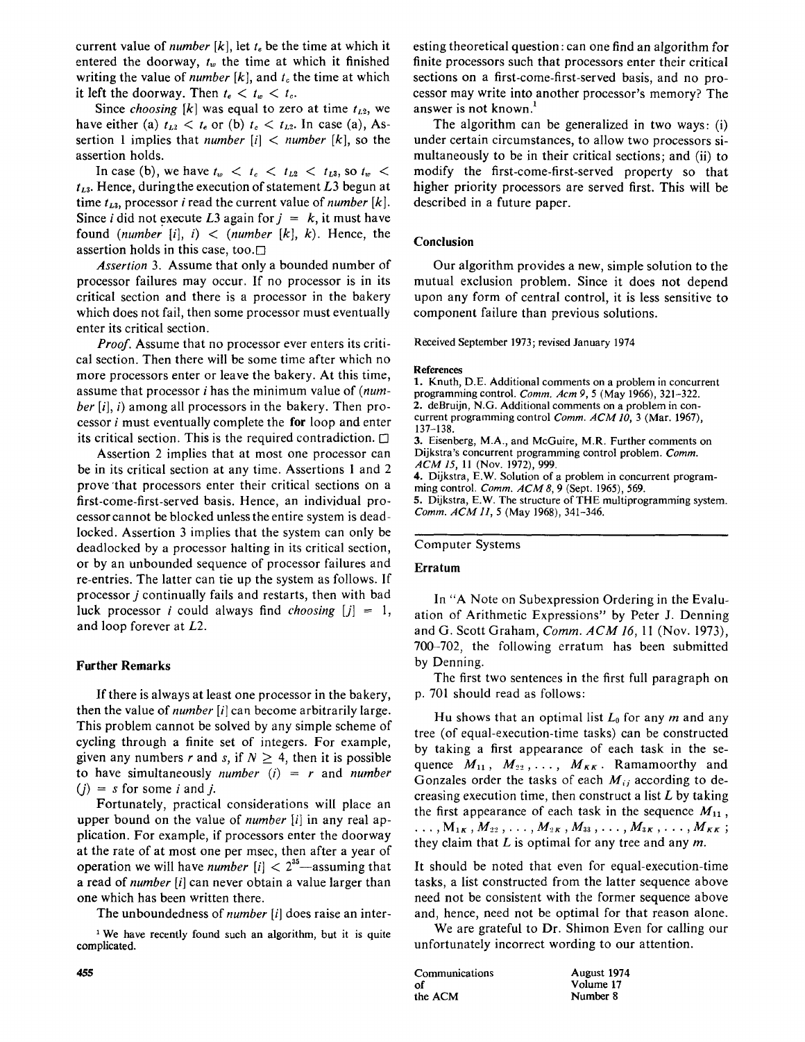current value of *number* [*k*], let $t_e$ be the time at which it entered the doorway, $t_w$ the time at which it finished writing the value of *number* [*k*], and $t_c$ the time at which it left the doorway. Then $t_e < t_w < t_c$.

Since *choosing* [*k*] was equal to zero at time $t_{L2}$, we have either (a) $t_{L2} < t_e$ or (b) $t_c < t_{L2}$. In case (a), Assertion 1 implies that *number* [*i*] < *number* [*k*], so the assertion holds.

In case (b), we have $t_w < t_c < t_{L2} < t_{L3}$, so $t_w < t_{L3}$. Hence, during the execution of statement *L*3 begun at time $t_{L3}$, processor *i* read the current value of *number* [*k*]. Since *i* did not execute *L*3 again for *j* = *k*, it must have found (*number* [*i*], *i*) < (*number* [*k*], *k*). Hence, the assertion holds in this case, too.□

*Assertion* 3. Assume that only a bounded number of processor failures may occur. If no processor is in its critical section and there is a processor in the bakery which does not fail, then some processor must eventually enter its critical section.

*Proof.* Assume that no processor ever enters its critical section. Then there will be some time after which no more processors enter or leave the bakery. At this time, assume that processor *i* has the minimum value of (*number* [*i*], *i*) among all processors in the bakery. Then processor *i* must eventually complete the **for** loop and enter its critical section. This is the required contradiction. □

Assertion 2 implies that at most one processor can be in its critical section at any time. Assertions 1 and 2 prove that processors enter their critical sections on a first-come-first-served basis. Hence, an individual processor cannot be blocked unless the entire system is deadlocked. Assertion 3 implies that the system can only be deadlocked by a processor halting in its critical section, or by an unbounded sequence of processor failures and re-entries. The latter can tie up the system as follows. If processor *j* continually fails and restarts, then with bad luck processor *i* could always find *choosing* [*j*] = 1, and loop forever at *L*2.

## Further Remarks

If there is always at least one processor in the bakery, then the value of *number* [*i*] can become arbitrarily large. This problem cannot be solved by any simple scheme of cycling through a finite set of integers. For example, given any numbers *r* and *s*, if $N \geq 4$, then it is possible to have simultaneously *number* (*i*) = *r* and *number* (*j*) = *s* for some *i* and *j*.

Fortunately, practical considerations will place an upper bound on the value of *number* [*i*] in any real application. For example, if processors enter the doorway at the rate of at most one per msec, then after a year of operation we will have *number* [*i*] < $2^{35}$—assuming that a read of *number* [*i*] can never obtain a value larger than one which has been written there.

The unboundedness of *number* [*i*] does raise an interesting theoretical question: can one find an algorithm for finite processors such that processors enter their critical sections on a first-come-first-served basis, and no processor may write into another processor's memory? The answer is not known.[1]

The algorithm can be generalized in two ways: (i) under certain circumstances, to allow two processors simultaneously to be in their critical sections; and (ii) to modify the first-come-first-served property so that higher priority processors are served first. This will be described in a future paper.

[1] We have recently found such an algorithm, but it is quite complicated.

## Conclusion

Our algorithm provides a new, simple solution to the mutual exclusion problem. Since it does not depend upon any form of central control, it is less sensitive to component failure than previous solutions.

Received September 1973; revised January 1974

### References

1. Knuth, D.E. Additional comments on a problem in concurrent programming control. *Comm. Acm 9*, 5 (May 1966), 321–322.
2. deBruijn, N.G. Additional comments on a problem in concurrent programming control *Comm. ACM 10*, 3 (Mar. 1967), 137–138.
3. Eisenberg, M.A., and McGuire, M.R. Further comments on Dijkstra's concurrent programming control problem. *Comm. ACM 15*, 11 (Nov. 1972), 999.
4. Dijkstra, E.W. Solution of a problem in concurrent programming control. *Comm. ACM 8*, 9 (Sept. 1965), 569.
5. Dijkstra, E.W. The structure of THE multiprogramming system. *Comm. ACM 11*, 5 (May 1968), 341–346.

---

Computer Systems

## Erratum

In "A Note on Subexpression Ordering in the Evaluation of Arithmetic Expressions" by Peter J. Denning and G. Scott Graham, *Comm. ACM 16*, 11 (Nov. 1973), 700–702, the following erratum has been submitted by Denning.

The first two sentences in the first full paragraph on p. 701 should read as follows:

> Hu shows that an optimal list $L_0$ for any *m* and any tree (of equal-execution-time tasks) can be constructed by taking a first appearance of each task in the sequence $M_{11}$, $M_{22}$, ..., $M_{KK}$. Ramamoorthy and Gonzales order the tasks of each $M_{ij}$ according to decreasing execution time, then construct a list *L* by taking the first appearance of each task in the sequence $M_{11}$, ..., $M_{1K}$, $M_{22}$, ..., $M_{2K}$, $M_{33}$, ..., $M_{3K}$, ..., $M_{KK}$; they claim that *L* is optimal for any tree and any *m*.

It should be noted that even for equal-execution-time tasks, a list constructed from the latter sequence above need not be consistent with the former sequence above and, hence, need not be optimal for that reason alone.

We are grateful to Dr. Shimon Even for calling our unfortunately incorrect wording to our attention.